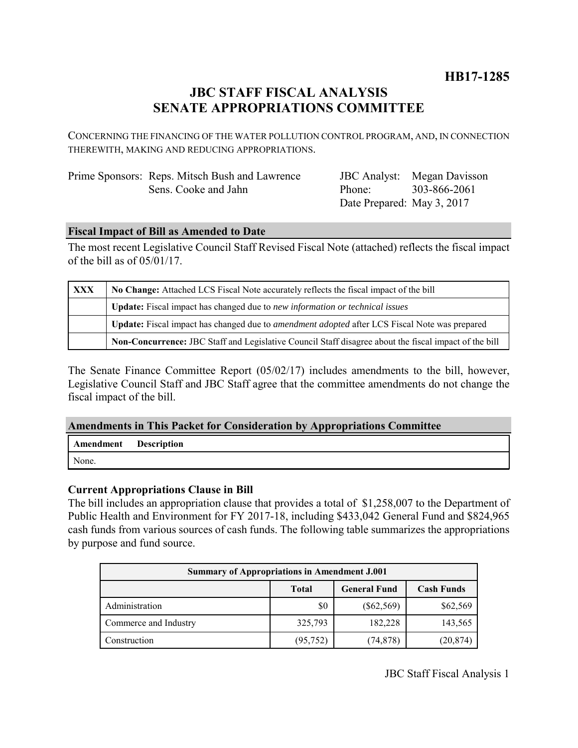**HB17-1285**

# JBC STAFF FISCAL ANALYSIS
# SENATE APPROPRIATIONS COMMITTEE

CONCERNING THE FINANCING OF THE WATER POLLUTION CONTROL PROGRAM, AND, IN CONNECTION THEREWITH, MAKING AND REDUCING APPROPRIATIONS.

Prime Sponsors: Reps. Mitsch Bush and Lawrence
Sens. Cooke and Jahn

JBC Analyst: Megan Davisson
Phone: 303-866-2061
Date Prepared: May 3, 2017

## Fiscal Impact of Bill as Amended to Date

The most recent Legislative Council Staff Revised Fiscal Note (attached) reflects the fiscal impact of the bill as of 05/01/17.

| | |
|---|---|
| XXX | **No Change:** Attached LCS Fiscal Note accurately reflects the fiscal impact of the bill |
| | **Update:** Fiscal impact has changed due to *new information or technical issues* |
| | **Update:** Fiscal impact has changed due to *amendment adopted* after LCS Fiscal Note was prepared |
| | **Non-Concurrence:** JBC Staff and Legislative Council Staff disagree about the fiscal impact of the bill |

The Senate Finance Committee Report (05/02/17) includes amendments to the bill, however, Legislative Council Staff and JBC Staff agree that the committee amendments do not change the fiscal impact of the bill.

## Amendments in This Packet for Consideration by Appropriations Committee

| Amendment | Description |
|---|---|
| None. | |

### Current Appropriations Clause in Bill

The bill includes an appropriation clause that provides a total of $1,258,007 to the Department of Public Health and Environment for FY 2017-18, including $433,042 General Fund and $824,965 cash funds from various sources of cash funds. The following table summarizes the appropriations by purpose and fund source.

| Summary of Appropriations in Amendment J.001 | | | |
|---|---|---|---|
| | Total | General Fund | Cash Funds |
| Administration | $0 | ($62,569) | $62,569 |
| Commerce and Industry | 325,793 | 182,228 | 143,565 |
| Construction | (95,752) | (74,878) | (20,874) |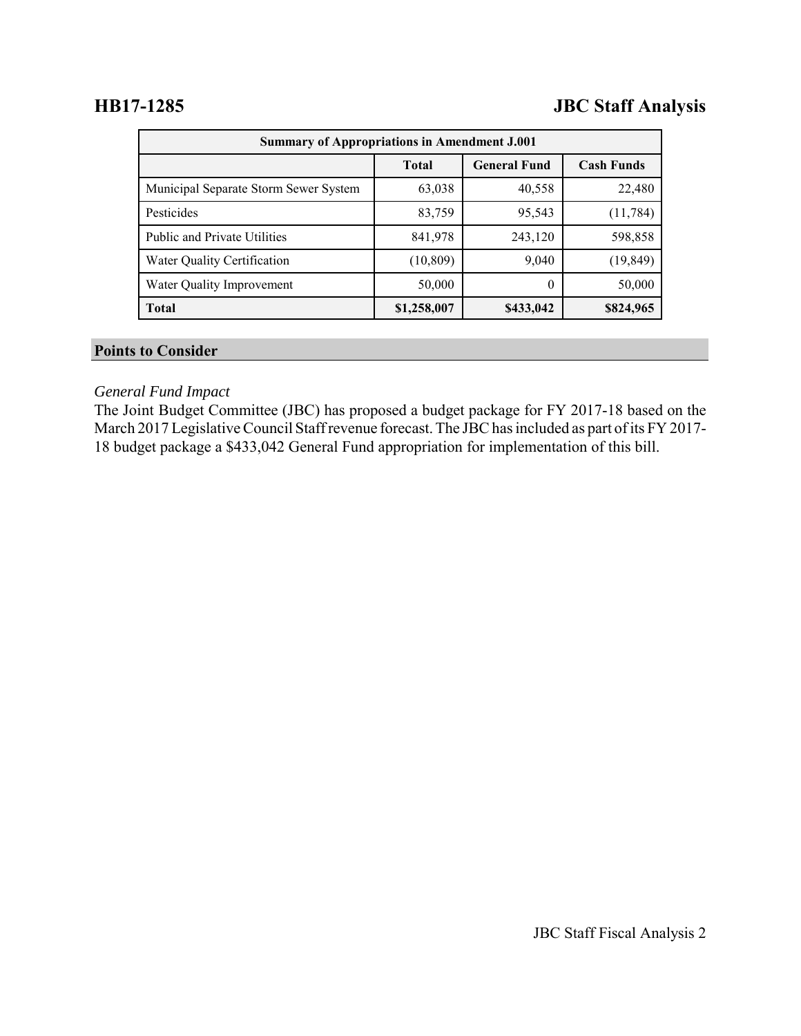| Summary of Appropriations in Amendment J.001 | | | |
|---|---|---|---|
| | Total | General Fund | Cash Funds |
| Municipal Separate Storm Sewer System | 63,038 | 40,558 | 22,480 |
| Pesticides | 83,759 | 95,543 | (11,784) |
| Public and Private Utilities | 841,978 | 243,120 | 598,858 |
| Water Quality Certification | (10,809) | 9,040 | (19,849) |
| Water Quality Improvement | 50,000 | 0 | 50,000 |
| **Total** | **$1,258,007** | **$433,042** | **$824,965** |

## Points to Consider

*General Fund Impact*

The Joint Budget Committee (JBC) has proposed a budget package for FY 2017-18 based on the March 2017 Legislative Council Staff revenue forecast. The JBC has included as part of its FY 2017-18 budget package a $433,042 General Fund appropriation for implementation of this bill.